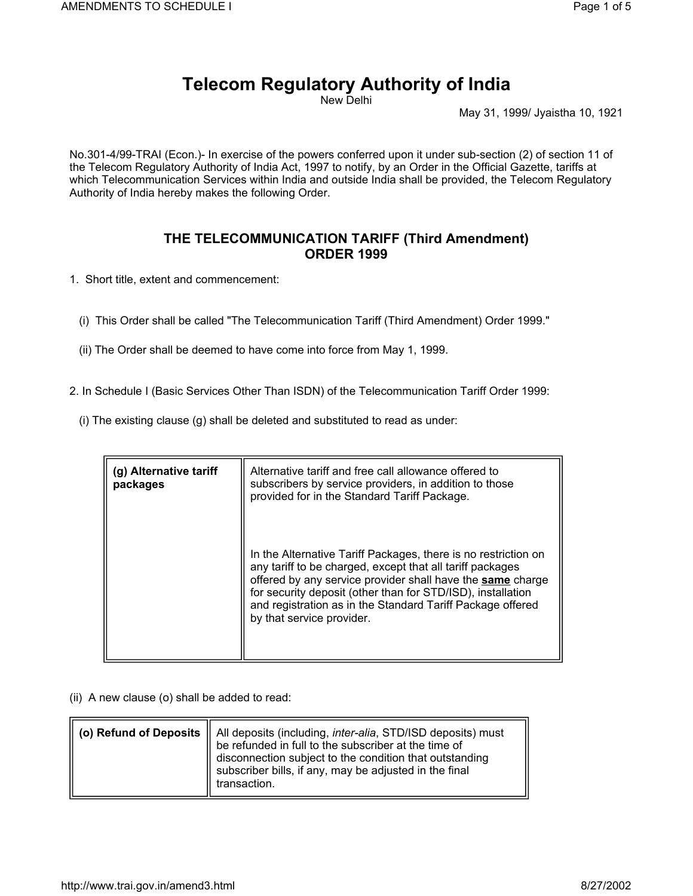# Telecom Regulatory Authority of India

New Delhi

May 31, 1999/ Jyaistha 10, 1921

No.301-4/99-TRAI (Econ.)- In exercise of the powers conferred upon it under sub-section (2) of section 11 of the Telecom Regulatory Authority of India Act, 1997 to notify, by an Order in the Official Gazette, tariffs at which Telecommunication Services within India and outside India shall be provided, the Telecom Regulatory Authority of India hereby makes the following Order.

## THE TELECOMMUNICATION TARIFF (Third Amendment) ORDER 1999

1. Short title, extent and commencement:

   (i) This Order shall be called "The Telecommunication Tariff (Third Amendment) Order 1999."

   (ii) The Order shall be deemed to have come into force from May 1, 1999.

2. In Schedule I (Basic Services Other Than ISDN) of the Telecommunication Tariff Order 1999:

   (i) The existing clause (g) shall be deleted and substituted to read as under:

| **(g) Alternative tariff packages** | Alternative tariff and free call allowance offered to subscribers by service providers, in addition to those provided for in the Standard Tariff Package. In the Alternative Tariff Packages, there is no restriction on any tariff to be charged, except that all tariff packages offered by any service provider shall have the **same** charge for security deposit (other than for STD/ISD), installation and registration as in the Standard Tariff Package offered by that service provider. |
|---|---|

(ii) A new clause (o) shall be added to read:

| **(o) Refund of Deposits** | All deposits (including, *inter-alia*, STD/ISD deposits) must be refunded in full to the subscriber at the time of disconnection subject to the condition that outstanding subscriber bills, if any, may be adjusted in the final transaction. |
|---|---|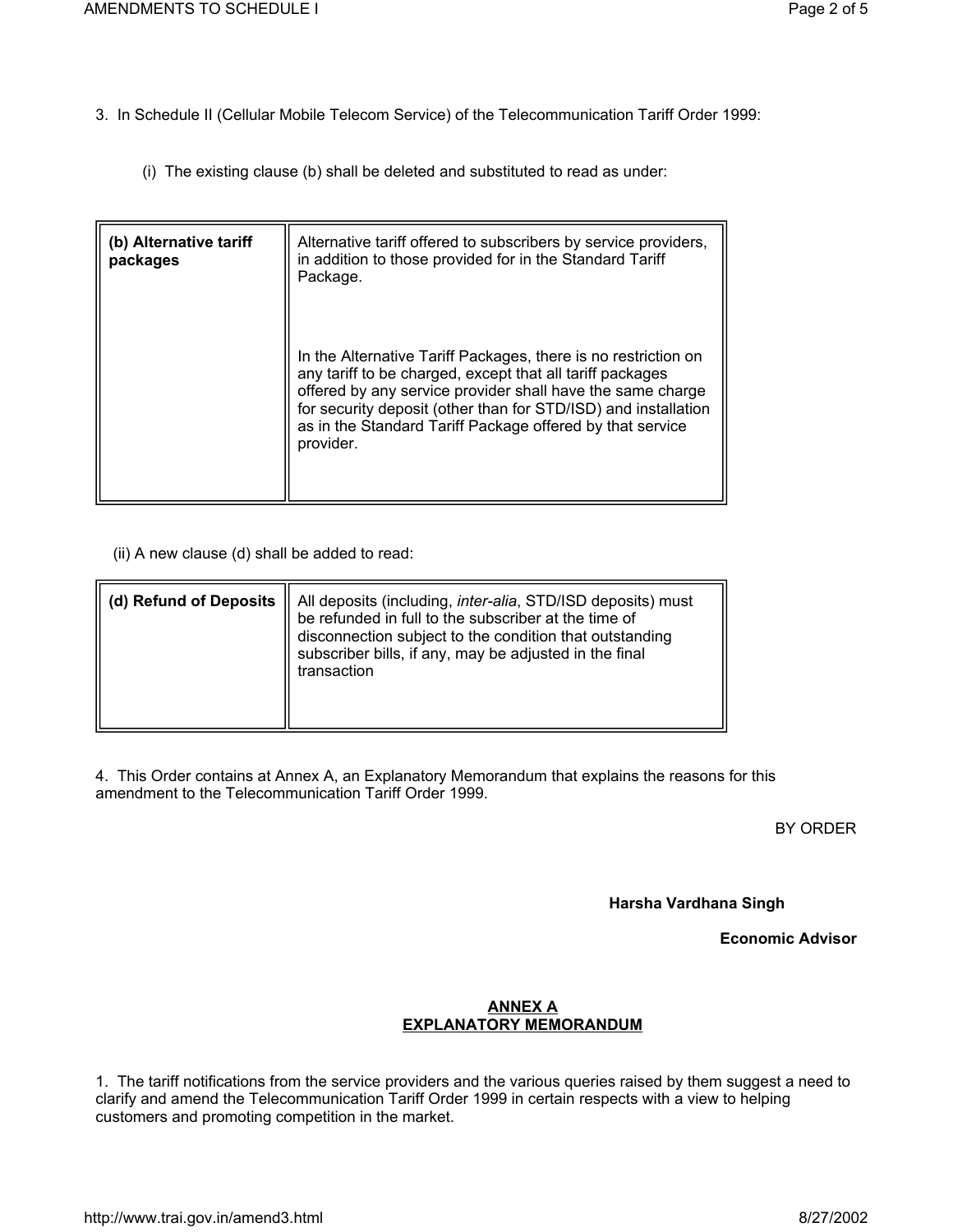3. In Schedule II (Cellular Mobile Telecom Service) of the Telecommunication Tariff Order 1999:

(i) The existing clause (b) shall be deleted and substituted to read as under:

| **(b) Alternative tariff packages** | Alternative tariff offered to subscribers by service providers, in addition to those provided for in the Standard Tariff Package.<br><br>In the Alternative Tariff Packages, there is no restriction on any tariff to be charged, except that all tariff packages offered by any service provider shall have the same charge for security deposit (other than for STD/ISD) and installation as in the Standard Tariff Package offered by that service provider. |
|---|---|

(ii) A new clause (d) shall be added to read:

| **(d) Refund of Deposits** | All deposits (including, *inter-alia*, STD/ISD deposits) must be refunded in full to the subscriber at the time of disconnection subject to the condition that outstanding subscriber bills, if any, may be adjusted in the final transaction |
|---|---|

4. This Order contains at Annex A, an Explanatory Memorandum that explains the reasons for this amendment to the Telecommunication Tariff Order 1999.

BY ORDER

**Harsha Vardhana Singh**

**Economic Advisor**

## ANNEX A
## EXPLANATORY MEMORANDUM

1. The tariff notifications from the service providers and the various queries raised by them suggest a need to clarify and amend the Telecommunication Tariff Order 1999 in certain respects with a view to helping customers and promoting competition in the market.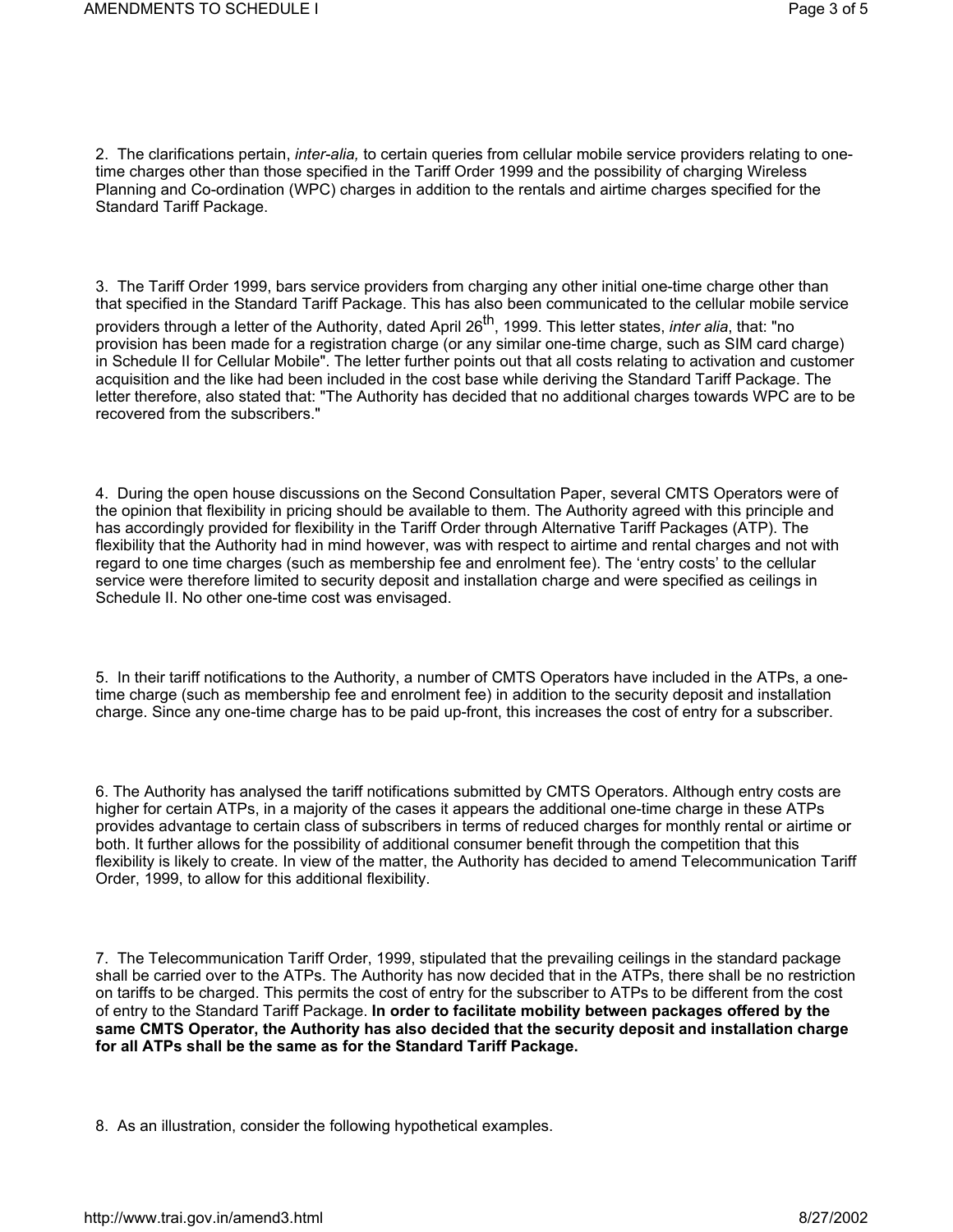2. The clarifications pertain, *inter-alia,* to certain queries from cellular mobile service providers relating to one-time charges other than those specified in the Tariff Order 1999 and the possibility of charging Wireless Planning and Co-ordination (WPC) charges in addition to the rentals and airtime charges specified for the Standard Tariff Package.

3. The Tariff Order 1999, bars service providers from charging any other initial one-time charge other than that specified in the Standard Tariff Package. This has also been communicated to the cellular mobile service providers through a letter of the Authority, dated April 26th, 1999. This letter states, *inter alia*, that: "no provision has been made for a registration charge (or any similar one-time charge, such as SIM card charge) in Schedule II for Cellular Mobile". The letter further points out that all costs relating to activation and customer acquisition and the like had been included in the cost base while deriving the Standard Tariff Package. The letter therefore, also stated that: "The Authority has decided that no additional charges towards WPC are to be recovered from the subscribers."

4. During the open house discussions on the Second Consultation Paper, several CMTS Operators were of the opinion that flexibility in pricing should be available to them. The Authority agreed with this principle and has accordingly provided for flexibility in the Tariff Order through Alternative Tariff Packages (ATP). The flexibility that the Authority had in mind however, was with respect to airtime and rental charges and not with regard to one time charges (such as membership fee and enrolment fee). The 'entry costs' to the cellular service were therefore limited to security deposit and installation charge and were specified as ceilings in Schedule II. No other one-time cost was envisaged.

5. In their tariff notifications to the Authority, a number of CMTS Operators have included in the ATPs, a one-time charge (such as membership fee and enrolment fee) in addition to the security deposit and installation charge. Since any one-time charge has to be paid up-front, this increases the cost of entry for a subscriber.

6. The Authority has analysed the tariff notifications submitted by CMTS Operators. Although entry costs are higher for certain ATPs, in a majority of the cases it appears the additional one-time charge in these ATPs provides advantage to certain class of subscribers in terms of reduced charges for monthly rental or airtime or both. It further allows for the possibility of additional consumer benefit through the competition that this flexibility is likely to create. In view of the matter, the Authority has decided to amend Telecommunication Tariff Order, 1999, to allow for this additional flexibility.

7. The Telecommunication Tariff Order, 1999, stipulated that the prevailing ceilings in the standard package shall be carried over to the ATPs. The Authority has now decided that in the ATPs, there shall be no restriction on tariffs to be charged. This permits the cost of entry for the subscriber to ATPs to be different from the cost of entry to the Standard Tariff Package. **In order to facilitate mobility between packages offered by the same CMTS Operator, the Authority has also decided that the security deposit and installation charge for all ATPs shall be the same as for the Standard Tariff Package.**

8. As an illustration, consider the following hypothetical examples.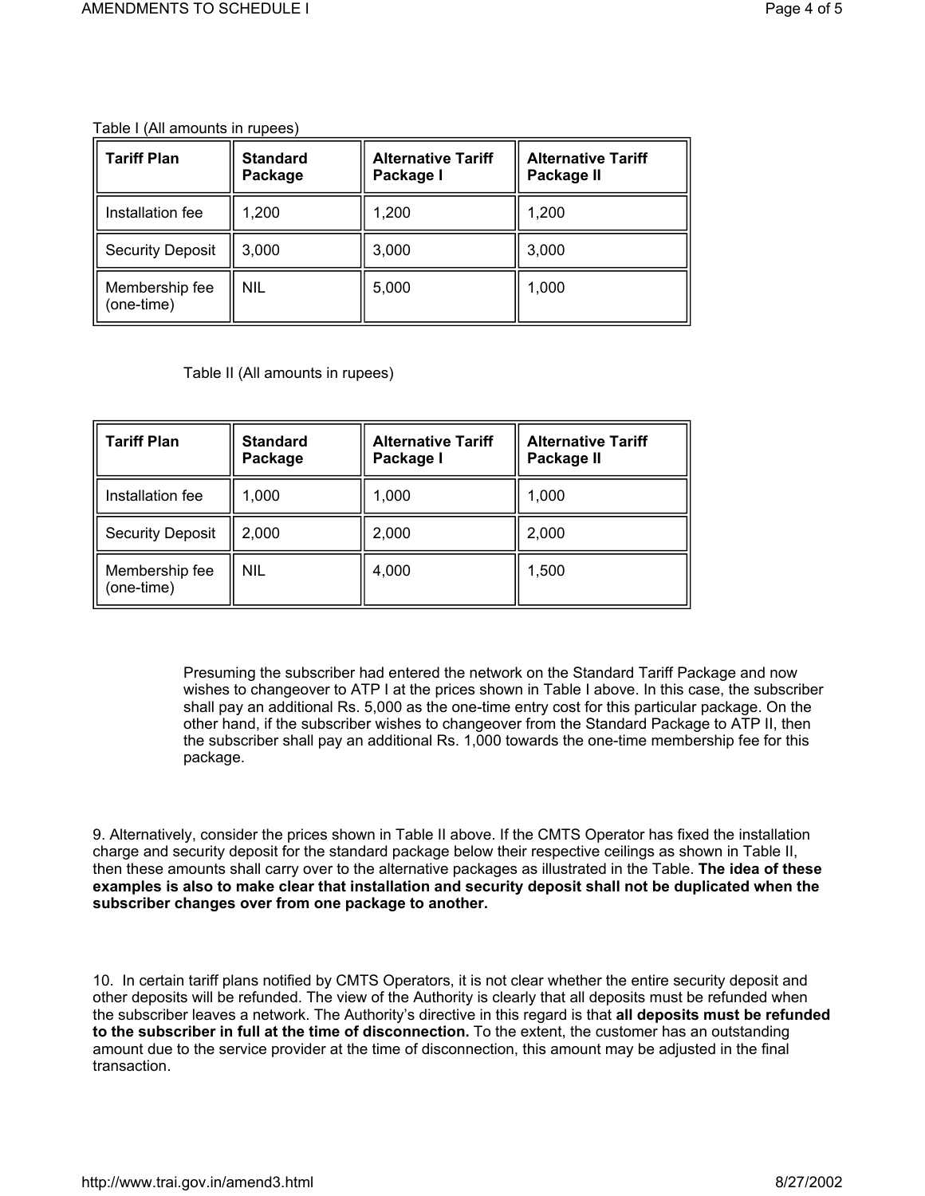Table I (All amounts in rupees)

| Tariff Plan | Standard Package | Alternative Tariff Package I | Alternative Tariff Package II |
| --- | --- | --- | --- |
| Installation fee | 1,200 | 1,200 | 1,200 |
| Security Deposit | 3,000 | 3,000 | 3,000 |
| Membership fee (one-time) | NIL | 5,000 | 1,000 |

Table II (All amounts in rupees)

| Tariff Plan | Standard Package | Alternative Tariff Package I | Alternative Tariff Package II |
| --- | --- | --- | --- |
| Installation fee | 1,000 | 1,000 | 1,000 |
| Security Deposit | 2,000 | 2,000 | 2,000 |
| Membership fee (one-time) | NIL | 4,000 | 1,500 |

Presuming the subscriber had entered the network on the Standard Tariff Package and now wishes to changeover to ATP I at the prices shown in Table I above. In this case, the subscriber shall pay an additional Rs. 5,000 as the one-time entry cost for this particular package. On the other hand, if the subscriber wishes to changeover from the Standard Package to ATP II, then the subscriber shall pay an additional Rs. 1,000 towards the one-time membership fee for this package.

9. Alternatively, consider the prices shown in Table II above. If the CMTS Operator has fixed the installation charge and security deposit for the standard package below their respective ceilings as shown in Table II, then these amounts shall carry over to the alternative packages as illustrated in the Table. **The idea of these examples is also to make clear that installation and security deposit shall not be duplicated when the subscriber changes over from one package to another.**

10. In certain tariff plans notified by CMTS Operators, it is not clear whether the entire security deposit and other deposits will be refunded. The view of the Authority is clearly that all deposits must be refunded when the subscriber leaves a network. The Authority's directive in this regard is that **all deposits must be refunded to the subscriber in full at the time of disconnection.** To the extent, the customer has an outstanding amount due to the service provider at the time of disconnection, this amount may be adjusted in the final transaction.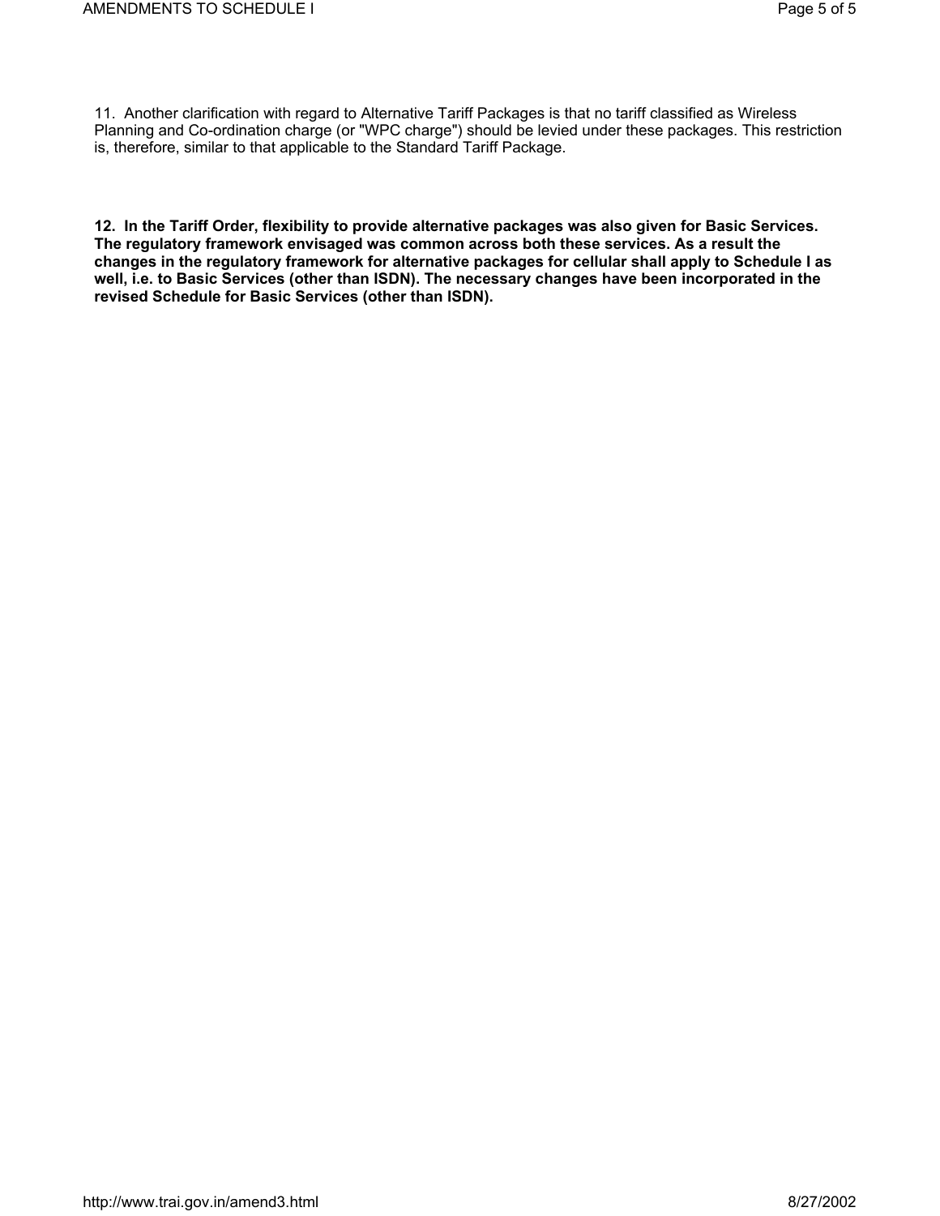11. Another clarification with regard to Alternative Tariff Packages is that no tariff classified as Wireless Planning and Co-ordination charge (or "WPC charge") should be levied under these packages. This restriction is, therefore, similar to that applicable to the Standard Tariff Package.

**12. In the Tariff Order, flexibility to provide alternative packages was also given for Basic Services. The regulatory framework envisaged was common across both these services. As a result the changes in the regulatory framework for alternative packages for cellular shall apply to Schedule I as well, i.e. to Basic Services (other than ISDN). The necessary changes have been incorporated in the revised Schedule for Basic Services (other than ISDN).**